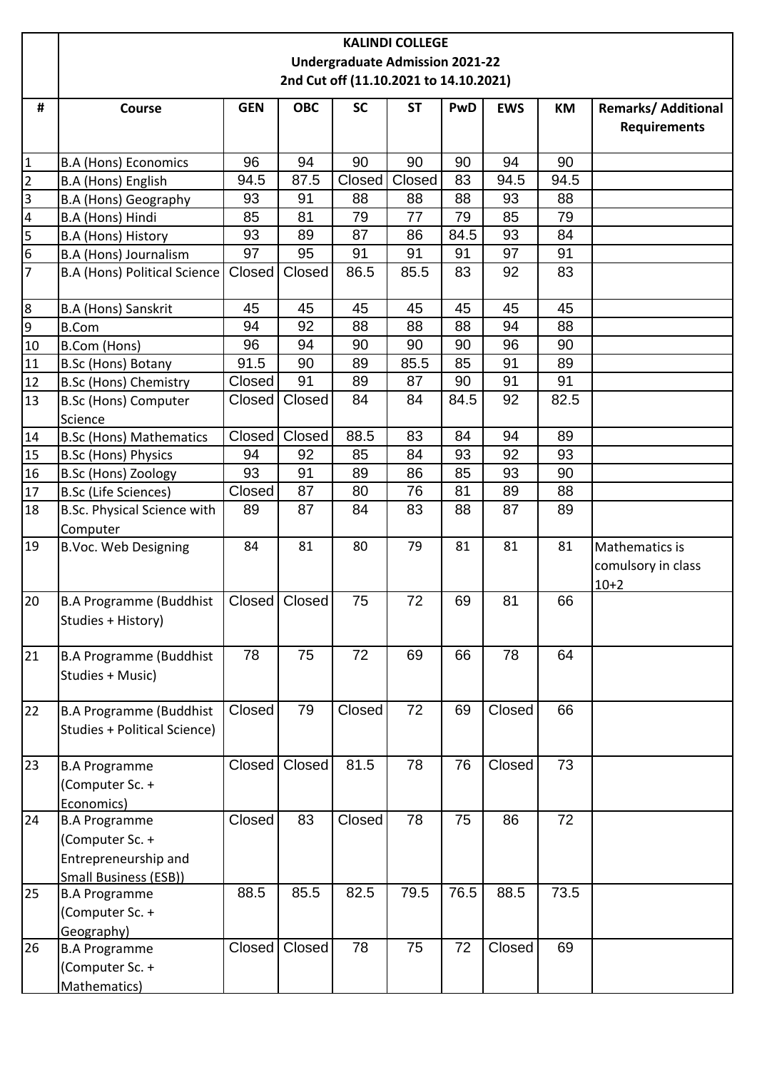**KALINDI COLLEGE**
**Undergraduate Admission 2021-22**
**2nd Cut off (11.10.2021 to 14.10.2021)**

| # | Course | GEN | OBC | SC | ST | PwD | EWS | KM | Remarks/ Additional Requirements |
|---|---|---|---|---|---|---|---|---|---|
| 1 | B.A (Hons) Economics | 96 | 94 | 90 | 90 | 90 | 94 | 90 | |
| 2 | B.A (Hons) English | 94.5 | 87.5 | Closed | Closed | 83 | 94.5 | 94.5 | |
| 3 | B.A (Hons) Geography | 93 | 91 | 88 | 88 | 88 | 93 | 88 | |
| 4 | B.A (Hons) Hindi | 85 | 81 | 79 | 77 | 79 | 85 | 79 | |
| 5 | B.A (Hons) History | 93 | 89 | 87 | 86 | 84.5 | 93 | 84 | |
| 6 | B.A (Hons) Journalism | 97 | 95 | 91 | 91 | 91 | 97 | 91 | |
| 7 | B.A (Hons) Political Science | Closed | Closed | 86.5 | 85.5 | 83 | 92 | 83 | |
| 8 | B.A (Hons) Sanskrit | 45 | 45 | 45 | 45 | 45 | 45 | 45 | |
| 9 | B.Com | 94 | 92 | 88 | 88 | 88 | 94 | 88 | |
| 10 | B.Com (Hons) | 96 | 94 | 90 | 90 | 90 | 96 | 90 | |
| 11 | B.Sc (Hons) Botany | 91.5 | 90 | 89 | 85.5 | 85 | 91 | 89 | |
| 12 | B.Sc (Hons) Chemistry | Closed | 91 | 89 | 87 | 90 | 91 | 91 | |
| 13 | B.Sc (Hons) Computer Science | Closed | Closed | 84 | 84 | 84.5 | 92 | 82.5 | |
| 14 | B.Sc (Hons) Mathematics | Closed | Closed | 88.5 | 83 | 84 | 94 | 89 | |
| 15 | B.Sc (Hons) Physics | 94 | 92 | 85 | 84 | 93 | 92 | 93 | |
| 16 | B.Sc (Hons) Zoology | 93 | 91 | 89 | 86 | 85 | 93 | 90 | |
| 17 | B.Sc (Life Sciences) | Closed | 87 | 80 | 76 | 81 | 89 | 88 | |
| 18 | B.Sc. Physical Science with Computer | 89 | 87 | 84 | 83 | 88 | 87 | 89 | |
| 19 | B.Voc. Web Designing | 84 | 81 | 80 | 79 | 81 | 81 | 81 | Mathematics is comulsory in class 10+2 |
| 20 | B.A Programme (Buddhist Studies + History) | Closed | Closed | 75 | 72 | 69 | 81 | 66 | |
| 21 | B.A Programme (Buddhist Studies + Music) | 78 | 75 | 72 | 69 | 66 | 78 | 64 | |
| 22 | B.A Programme (Buddhist Studies + Political Science) | Closed | 79 | Closed | 72 | 69 | Closed | 66 | |
| 23 | B.A Programme (Computer Sc. + Economics) | Closed | Closed | 81.5 | 78 | 76 | Closed | 73 | |
| 24 | B.A Programme (Computer Sc. + Entrepreneurship and Small Business (ESB)) | Closed | 83 | Closed | 78 | 75 | 86 | 72 | |
| 25 | B.A Programme (Computer Sc. + Geography) | 88.5 | 85.5 | 82.5 | 79.5 | 76.5 | 88.5 | 73.5 | |
| 26 | B.A Programme (Computer Sc. + Mathematics) | Closed | Closed | 78 | 75 | 72 | Closed | 69 | |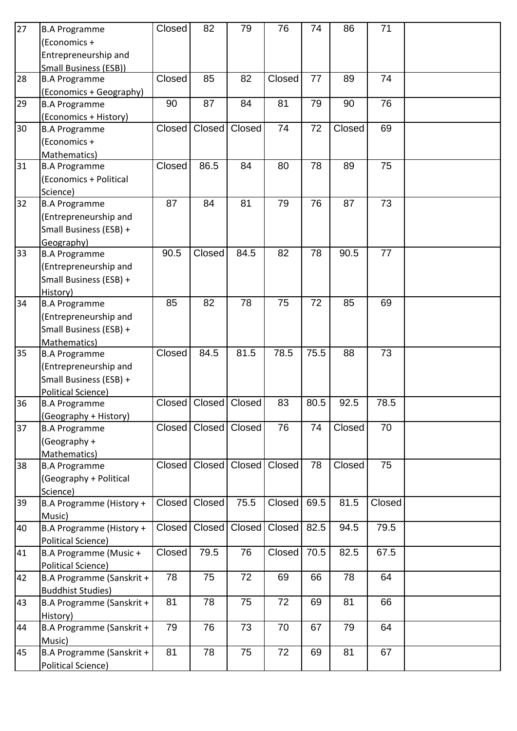| | | | | | | | | | |
|---|---|---|---|---|---|---|---|---|---|
| 27 | B.A Programme (Economics + Entrepreneurship and Small Business (ESB)) | Closed | 82 | 79 | 76 | 74 | 86 | 71 | |
| 28 | B.A Programme (Economics + Geography) | Closed | 85 | 82 | Closed | 77 | 89 | 74 | |
| 29 | B.A Programme (Economics + History) | 90 | 87 | 84 | 81 | 79 | 90 | 76 | |
| 30 | B.A Programme (Economics + Mathematics) | Closed | Closed | Closed | 74 | 72 | Closed | 69 | |
| 31 | B.A Programme (Economics + Political Science) | Closed | 86.5 | 84 | 80 | 78 | 89 | 75 | |
| 32 | B.A Programme (Entrepreneurship and Small Business (ESB) + Geography) | 87 | 84 | 81 | 79 | 76 | 87 | 73 | |
| 33 | B.A Programme (Entrepreneurship and Small Business (ESB) + History) | 90.5 | Closed | 84.5 | 82 | 78 | 90.5 | 77 | |
| 34 | B.A Programme (Entrepreneurship and Small Business (ESB) + Mathematics) | 85 | 82 | 78 | 75 | 72 | 85 | 69 | |
| 35 | B.A Programme (Entrepreneurship and Small Business (ESB) + Political Science) | Closed | 84.5 | 81.5 | 78.5 | 75.5 | 88 | 73 | |
| 36 | B.A Programme (Geography + History) | Closed | Closed | Closed | 83 | 80.5 | 92.5 | 78.5 | |
| 37 | B.A Programme (Geography + Mathematics) | Closed | Closed | Closed | 76 | 74 | Closed | 70 | |
| 38 | B.A Programme (Geography + Political Science) | Closed | Closed | Closed | Closed | 78 | Closed | 75 | |
| 39 | B.A Programme (History + Music) | Closed | Closed | 75.5 | Closed | 69.5 | 81.5 | Closed | |
| 40 | B.A Programme (History + Political Science) | Closed | Closed | Closed | Closed | 82.5 | 94.5 | 79.5 | |
| 41 | B.A Programme (Music + Political Science) | Closed | 79.5 | 76 | Closed | 70.5 | 82.5 | 67.5 | |
| 42 | B.A Programme (Sanskrit + Buddhist Studies) | 78 | 75 | 72 | 69 | 66 | 78 | 64 | |
| 43 | B.A Programme (Sanskrit + History) | 81 | 78 | 75 | 72 | 69 | 81 | 66 | |
| 44 | B.A Programme (Sanskrit + Music) | 79 | 76 | 73 | 70 | 67 | 79 | 64 | |
| 45 | B.A Programme (Sanskrit + Political Science) | 81 | 78 | 75 | 72 | 69 | 81 | 67 | |